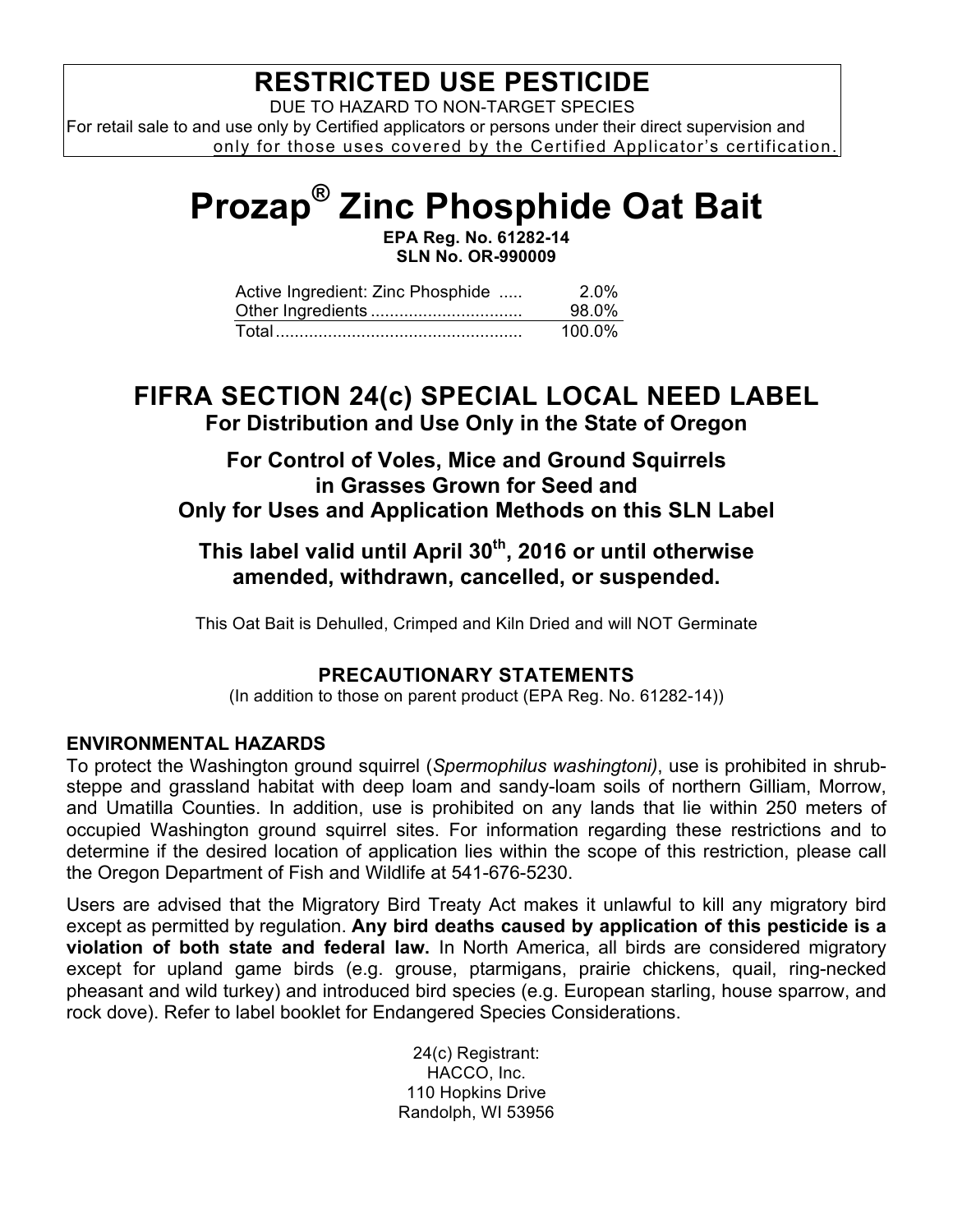## RESTRICTED USE PESTICIDE

DUE TO HAZARD TO NON-TARGET SPECIES

For retail sale to and use only by Certified applicators or persons under their direct supervision and only for those uses covered by the Certified Applicator's certification.

# Prozap® Zinc Phosphide Oat Bait

**EPA Reg. No. 61282-14**
**SLN No. OR-990009**

| | |
|---|---|
| Active Ingredient: Zinc Phosphide ..... | 2.0% |
| Other Ingredients ................................ | 98.0% |
| Total ................................................... | 100.0% |

## FIFRA SECTION 24(c) SPECIAL LOCAL NEED LABEL

**For Distribution and Use Only in the State of Oregon**

### For Control of Voles, Mice and Ground Squirrels in Grasses Grown for Seed and Only for Uses and Application Methods on this SLN Label

### This label valid until April 30th, 2016 or until otherwise amended, withdrawn, cancelled, or suspended.

This Oat Bait is Dehulled, Crimped and Kiln Dried and will NOT Germinate

### PRECAUTIONARY STATEMENTS

(In addition to those on parent product (EPA Reg. No. 61282-14))

**ENVIRONMENTAL HAZARDS**

To protect the Washington ground squirrel (*Spermophilus washingtoni)*, use is prohibited in shrub-steppe and grassland habitat with deep loam and sandy-loam soils of northern Gilliam, Morrow, and Umatilla Counties. In addition, use is prohibited on any lands that lie within 250 meters of occupied Washington ground squirrel sites. For information regarding these restrictions and to determine if the desired location of application lies within the scope of this restriction, please call the Oregon Department of Fish and Wildlife at 541-676-5230.

Users are advised that the Migratory Bird Treaty Act makes it unlawful to kill any migratory bird except as permitted by regulation. **Any bird deaths caused by application of this pesticide is a violation of both state and federal law.** In North America, all birds are considered migratory except for upland game birds (e.g. grouse, ptarmigans, prairie chickens, quail, ring-necked pheasant and wild turkey) and introduced bird species (e.g. European starling, house sparrow, and rock dove). Refer to label booklet for Endangered Species Considerations.

24(c) Registrant:
HACCO, Inc.
110 Hopkins Drive
Randolph, WI 53956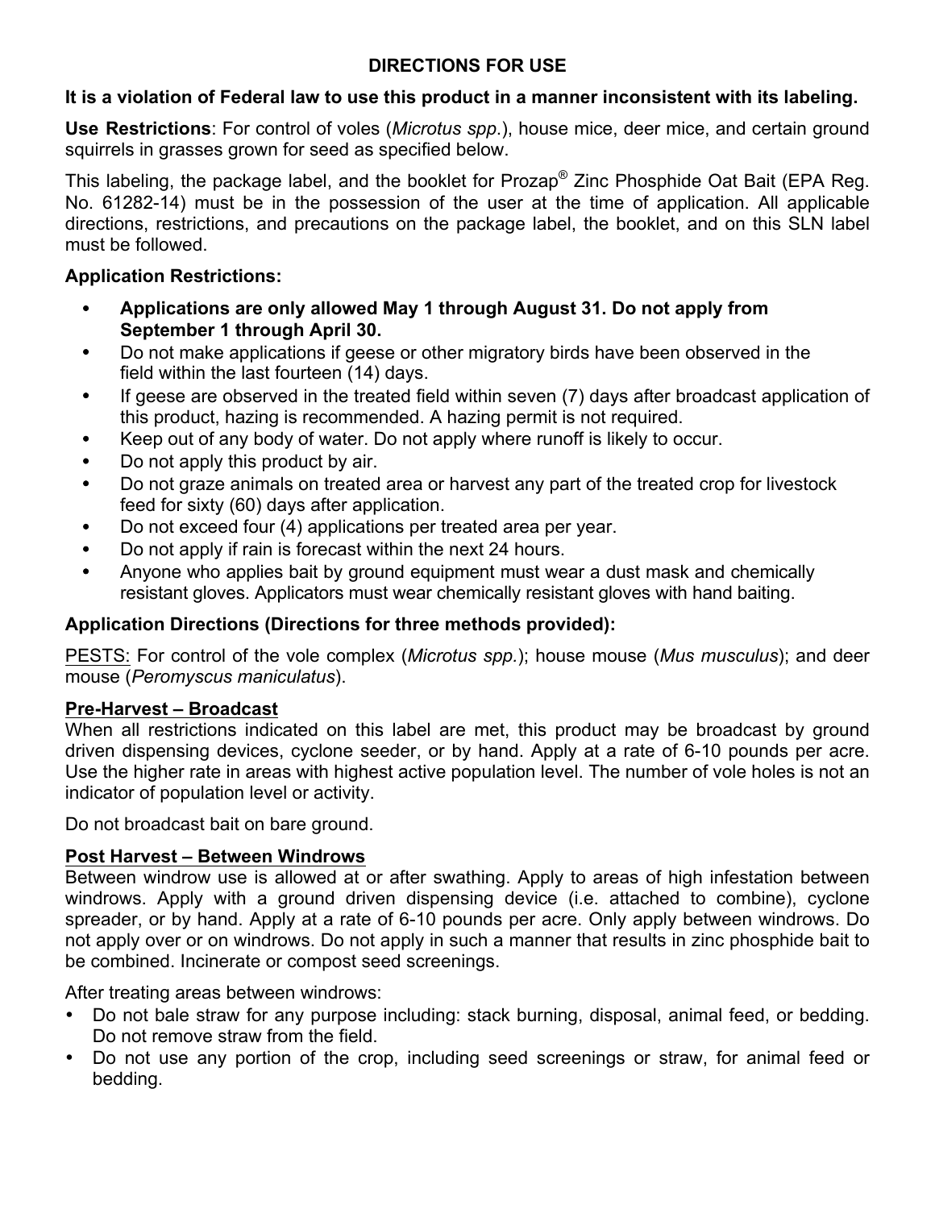## DIRECTIONS FOR USE

**It is a violation of Federal law to use this product in a manner inconsistent with its labeling.**

**Use Restrictions**: For control of voles (*Microtus spp.*), house mice, deer mice, and certain ground squirrels in grasses grown for seed as specified below.

This labeling, the package label, and the booklet for Prozap® Zinc Phosphide Oat Bait (EPA Reg. No. 61282-14) must be in the possession of the user at the time of application. All applicable directions, restrictions, and precautions on the package label, the booklet, and on this SLN label must be followed.

**Application Restrictions:**

- **Applications are only allowed May 1 through August 31. Do not apply from September 1 through April 30.**
- Do not make applications if geese or other migratory birds have been observed in the field within the last fourteen (14) days.
- If geese are observed in the treated field within seven (7) days after broadcast application of this product, hazing is recommended. A hazing permit is not required.
- Keep out of any body of water. Do not apply where runoff is likely to occur.
- Do not apply this product by air.
- Do not graze animals on treated area or harvest any part of the treated crop for livestock feed for sixty (60) days after application.
- Do not exceed four (4) applications per treated area per year.
- Do not apply if rain is forecast within the next 24 hours.
- Anyone who applies bait by ground equipment must wear a dust mask and chemically resistant gloves. Applicators must wear chemically resistant gloves with hand baiting.

**Application Directions (Directions for three methods provided):**

PESTS: For control of the vole complex (*Microtus spp.*); house mouse (*Mus musculus*); and deer mouse (*Peromyscus maniculatus*).

**Pre-Harvest – Broadcast**

When all restrictions indicated on this label are met, this product may be broadcast by ground driven dispensing devices, cyclone seeder, or by hand. Apply at a rate of 6-10 pounds per acre. Use the higher rate in areas with highest active population level. The number of vole holes is not an indicator of population level or activity.

Do not broadcast bait on bare ground.

**Post Harvest – Between Windrows**

Between windrow use is allowed at or after swathing. Apply to areas of high infestation between windrows. Apply with a ground driven dispensing device (i.e. attached to combine), cyclone spreader, or by hand. Apply at a rate of 6-10 pounds per acre. Only apply between windrows. Do not apply over or on windrows. Do not apply in such a manner that results in zinc phosphide bait to be combined. Incinerate or compost seed screenings.

After treating areas between windrows:

- Do not bale straw for any purpose including: stack burning, disposal, animal feed, or bedding. Do not remove straw from the field.
- Do not use any portion of the crop, including seed screenings or straw, for animal feed or bedding.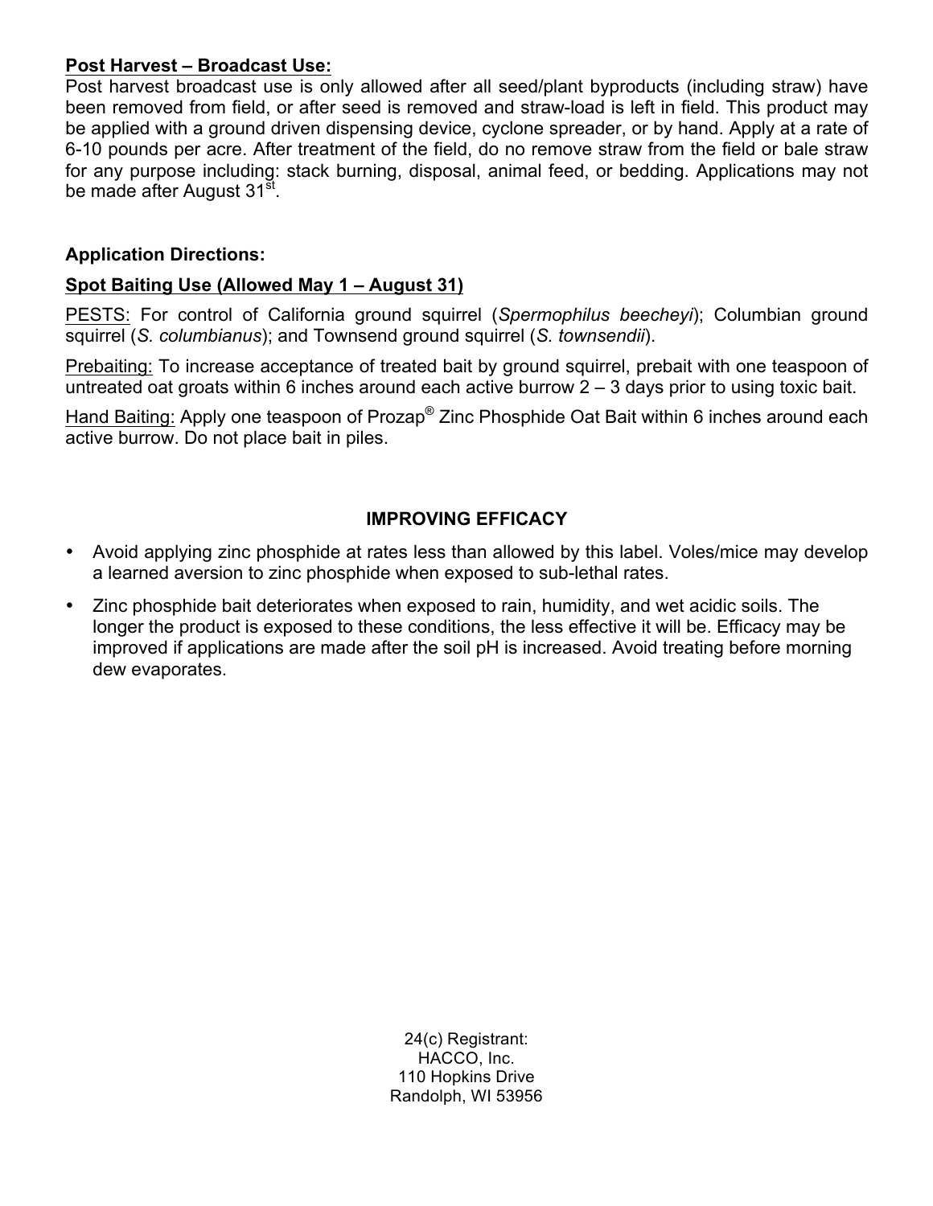**<u>Post Harvest – Broadcast Use:</u>**
Post harvest broadcast use is only allowed after all seed/plant byproducts (including straw) have been removed from field, or after seed is removed and straw-load is left in field. This product may be applied with a ground driven dispensing device, cyclone spreader, or by hand. Apply at a rate of 6-10 pounds per acre. After treatment of the field, do no remove straw from the field or bale straw for any purpose including: stack burning, disposal, animal feed, or bedding. Applications may not be made after August 31st.

**Application Directions:**

**<u>Spot Baiting Use (Allowed May 1 – August 31)</u>**

<u>PESTS:</u> For control of California ground squirrel (*Spermophilus beecheyi*); Columbian ground squirrel (*S. columbianus*); and Townsend ground squirrel (*S. townsendii*).

<u>Prebaiting:</u> To increase acceptance of treated bait by ground squirrel, prebait with one teaspoon of untreated oat groats within 6 inches around each active burrow 2 – 3 days prior to using toxic bait.

<u>Hand Baiting:</u> Apply one teaspoon of Prozap® Zinc Phosphide Oat Bait within 6 inches around each active burrow. Do not place bait in piles.

**IMPROVING EFFICACY**

- Avoid applying zinc phosphide at rates less than allowed by this label. Voles/mice may develop a learned aversion to zinc phosphide when exposed to sub-lethal rates.
- Zinc phosphide bait deteriorates when exposed to rain, humidity, and wet acidic soils. The longer the product is exposed to these conditions, the less effective it will be. Efficacy may be improved if applications are made after the soil pH is increased. Avoid treating before morning dew evaporates.

24(c) Registrant:
HACCO, Inc.
110 Hopkins Drive
Randolph, WI 53956